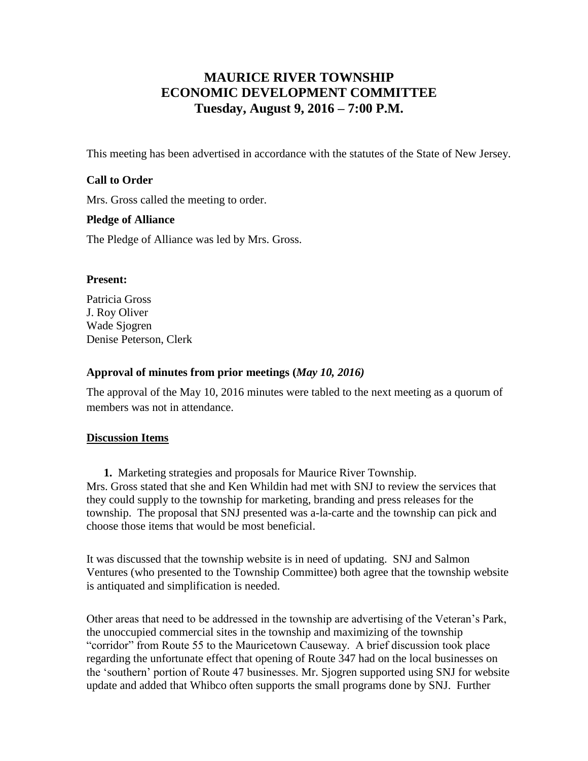# MAURICE RIVER TOWNSHIP
# ECONOMIC DEVELOPMENT COMMITTEE
# Tuesday, August 9, 2016 – 7:00 P.M.

This meeting has been advertised in accordance with the statutes of the State of New Jersey.

**Call to Order**

Mrs. Gross called the meeting to order.

**Pledge of Alliance**

The Pledge of Alliance was led by Mrs. Gross.

**Present:**

Patricia Gross
J. Roy Oliver
Wade Sjogren
Denise Peterson, Clerk

**Approval of minutes from prior meetings (*May 10, 2016)***

The approval of the May 10, 2016 minutes were tabled to the next meeting as a quorum of members was not in attendance.

**Discussion Items**

1. Marketing strategies and proposals for Maurice River Township.

Mrs. Gross stated that she and Ken Whildin had met with SNJ to review the services that they could supply to the township for marketing, branding and press releases for the township. The proposal that SNJ presented was a-la-carte and the township can pick and choose those items that would be most beneficial.

It was discussed that the township website is in need of updating. SNJ and Salmon Ventures (who presented to the Township Committee) both agree that the township website is antiquated and simplification is needed.

Other areas that need to be addressed in the township are advertising of the Veteran's Park, the unoccupied commercial sites in the township and maximizing of the township "corridor" from Route 55 to the Mauricetown Causeway. A brief discussion took place regarding the unfortunate effect that opening of Route 347 had on the local businesses on the 'southern' portion of Route 47 businesses. Mr. Sjogren supported using SNJ for website update and added that Whibco often supports the small programs done by SNJ. Further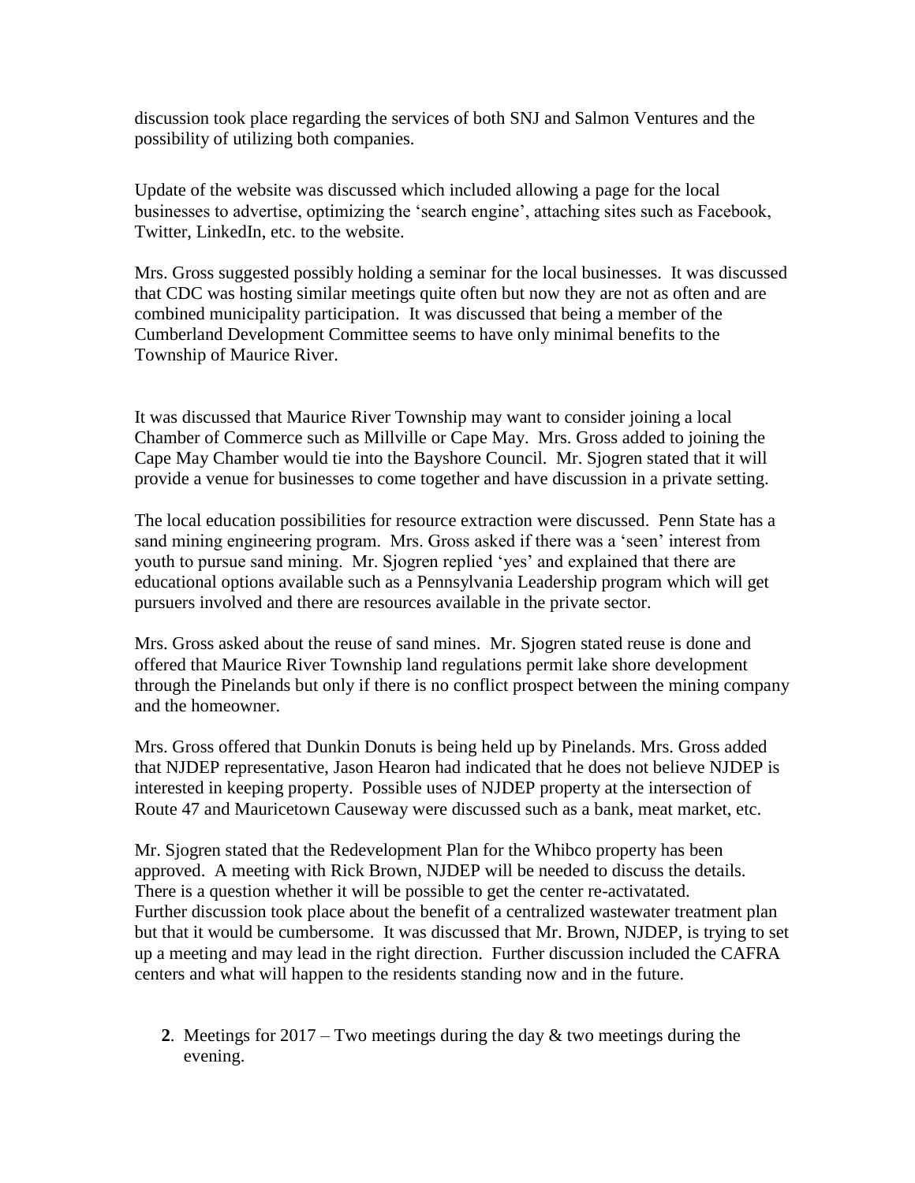discussion took place regarding the services of both SNJ and Salmon Ventures and the possibility of utilizing both companies.

Update of the website was discussed which included allowing a page for the local businesses to advertise, optimizing the 'search engine', attaching sites such as Facebook, Twitter, LinkedIn, etc. to the website.

Mrs. Gross suggested possibly holding a seminar for the local businesses. It was discussed that CDC was hosting similar meetings quite often but now they are not as often and are combined municipality participation. It was discussed that being a member of the Cumberland Development Committee seems to have only minimal benefits to the Township of Maurice River.

It was discussed that Maurice River Township may want to consider joining a local Chamber of Commerce such as Millville or Cape May. Mrs. Gross added to joining the Cape May Chamber would tie into the Bayshore Council. Mr. Sjogren stated that it will provide a venue for businesses to come together and have discussion in a private setting.

The local education possibilities for resource extraction were discussed. Penn State has a sand mining engineering program. Mrs. Gross asked if there was a 'seen' interest from youth to pursue sand mining. Mr. Sjogren replied 'yes' and explained that there are educational options available such as a Pennsylvania Leadership program which will get pursuers involved and there are resources available in the private sector.

Mrs. Gross asked about the reuse of sand mines. Mr. Sjogren stated reuse is done and offered that Maurice River Township land regulations permit lake shore development through the Pinelands but only if there is no conflict prospect between the mining company and the homeowner.

Mrs. Gross offered that Dunkin Donuts is being held up by Pinelands. Mrs. Gross added that NJDEP representative, Jason Hearon had indicated that he does not believe NJDEP is interested in keeping property. Possible uses of NJDEP property at the intersection of Route 47 and Mauricetown Causeway were discussed such as a bank, meat market, etc.

Mr. Sjogren stated that the Redevelopment Plan for the Whibco property has been approved. A meeting with Rick Brown, NJDEP will be needed to discuss the details. There is a question whether it will be possible to get the center re-activatated. Further discussion took place about the benefit of a centralized wastewater treatment plan but that it would be cumbersome. It was discussed that Mr. Brown, NJDEP, is trying to set up a meeting and may lead in the right direction. Further discussion included the CAFRA centers and what will happen to the residents standing now and in the future.

**2**. Meetings for 2017 – Two meetings during the day & two meetings during the evening.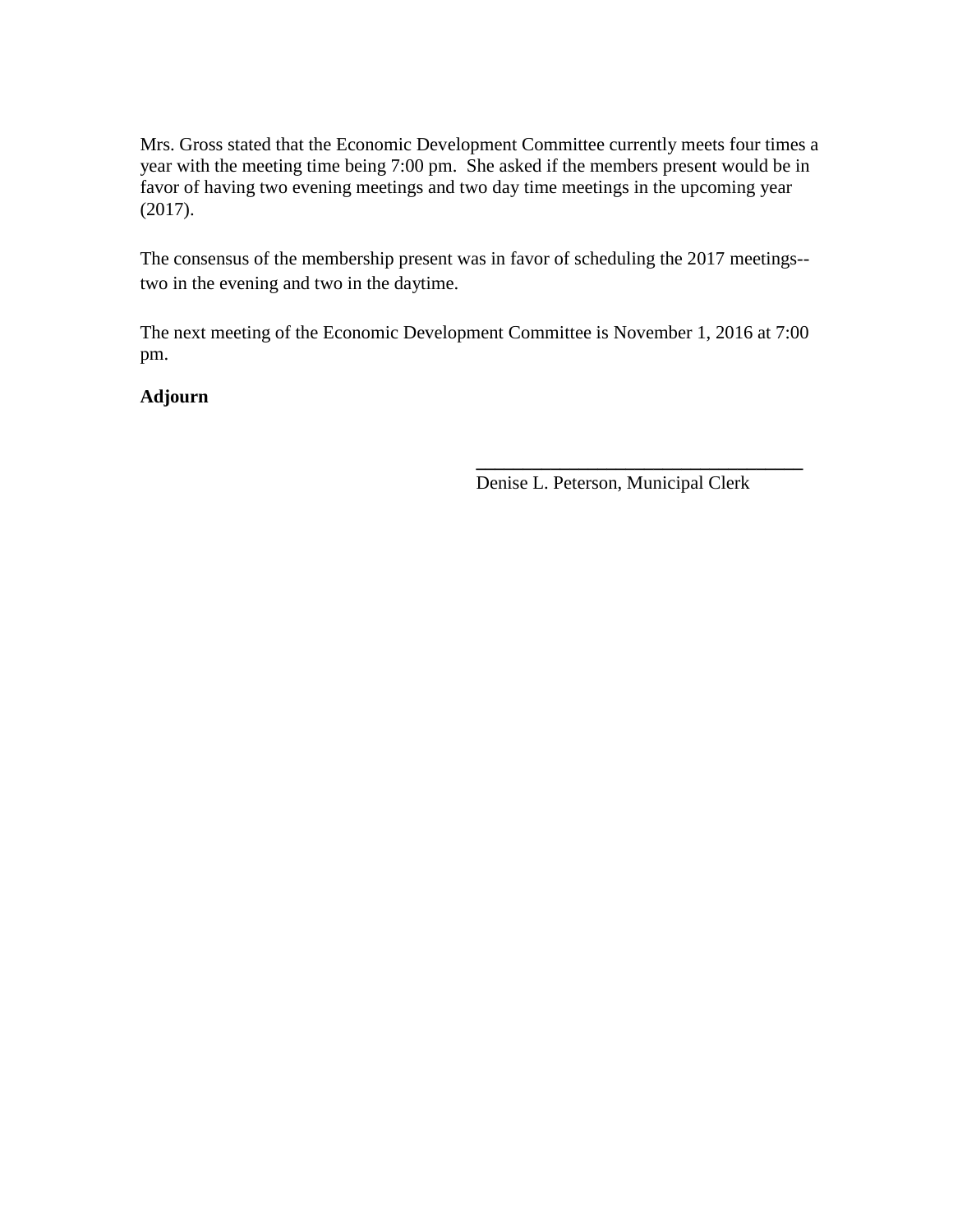Mrs. Gross stated that the Economic Development Committee currently meets four times a year with the meeting time being 7:00 pm.  She asked if the members present would be in favor of having two evening meetings and two day time meetings in the upcoming year (2017).

The consensus of the membership present was in favor of scheduling the 2017 meetings--two in the evening and two in the daytime.

The next meeting of the Economic Development Committee is November 1, 2016 at 7:00 pm.

**Adjourn**

\_\_\_\_\_\_\_\_\_\_\_\_\_\_\_\_\_\_\_\_\_\_\_\_\_\_\_\_\_\_\_\_\_\_

Denise L. Peterson, Municipal Clerk